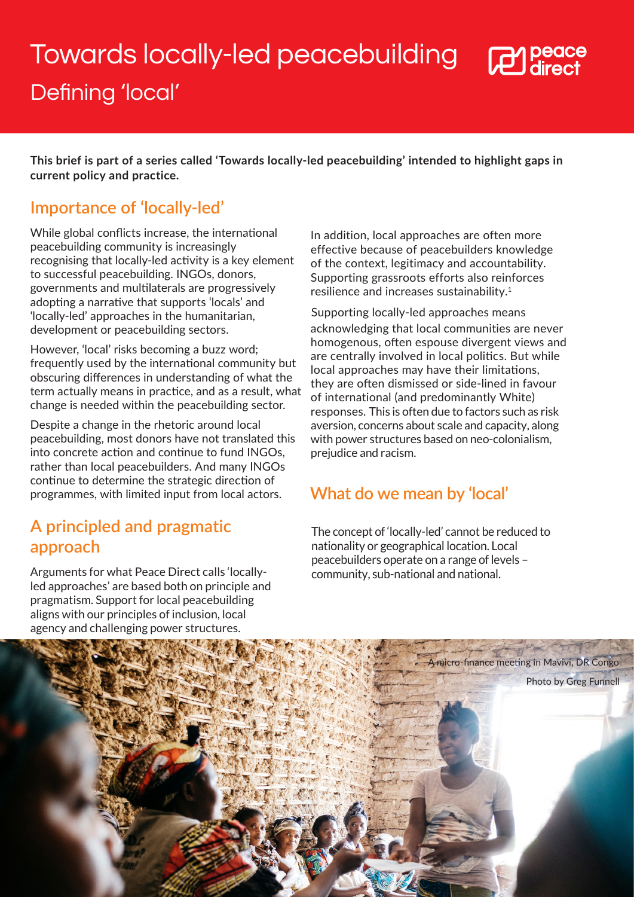# Towards locally-led peacebuilding

## Defining 'local'

**This brief is part of a series called 'Towards locally-led peacebuilding' intended to highlight gaps in current policy and practice.**

## Importance of 'locally-led'

While global conflicts increase, the international peacebuilding community is increasingly recognising that locally-led activity is a key element to successful peacebuilding. INGOs, donors, governments and multilaterals are progressively adopting a narrative that supports 'locals' and 'locally-led' approaches in the humanitarian, development or peacebuilding sectors.

However, 'local' risks becoming a buzz word; frequently used by the international community but obscuring differences in understanding of what the term actually means in practice, and as a result, what change is needed within the peacebuilding sector.

Despite a change in the rhetoric around local peacebuilding, most donors have not translated this into concrete action and continue to fund INGOs, rather than local peacebuilders. And many INGOs continue to determine the strategic direction of programmes, with limited input from local actors.

## A principled and pragmatic approach

Arguments for what Peace Direct calls 'locally-led approaches' are based both on principle and pragmatism. Support for local peacebuilding aligns with our principles of inclusion, local agency and challenging power structures.

In addition, local approaches are often more effective because of peacebuilders knowledge of the context, legitimacy and accountability. Supporting grassroots efforts also reinforces resilience and increases sustainability.[1]

Supporting locally-led approaches means acknowledging that local communities are never homogenous, often espouse divergent views and are centrally involved in local politics. But while local approaches may have their limitations, they are often dismissed or side-lined in favour of international (and predominantly White) responses. This is often due to factors such as risk aversion, concerns about scale and capacity, along with power structures based on neo-colonialism, prejudice and racism.

## What do we mean by 'local'

The concept of 'locally-led' cannot be reduced to nationality or geographical location. Local peacebuilders operate on a range of levels – community, sub-national and national.

A micro-finance meeting in Mavivi, DR Congo

Photo by Greg Funnell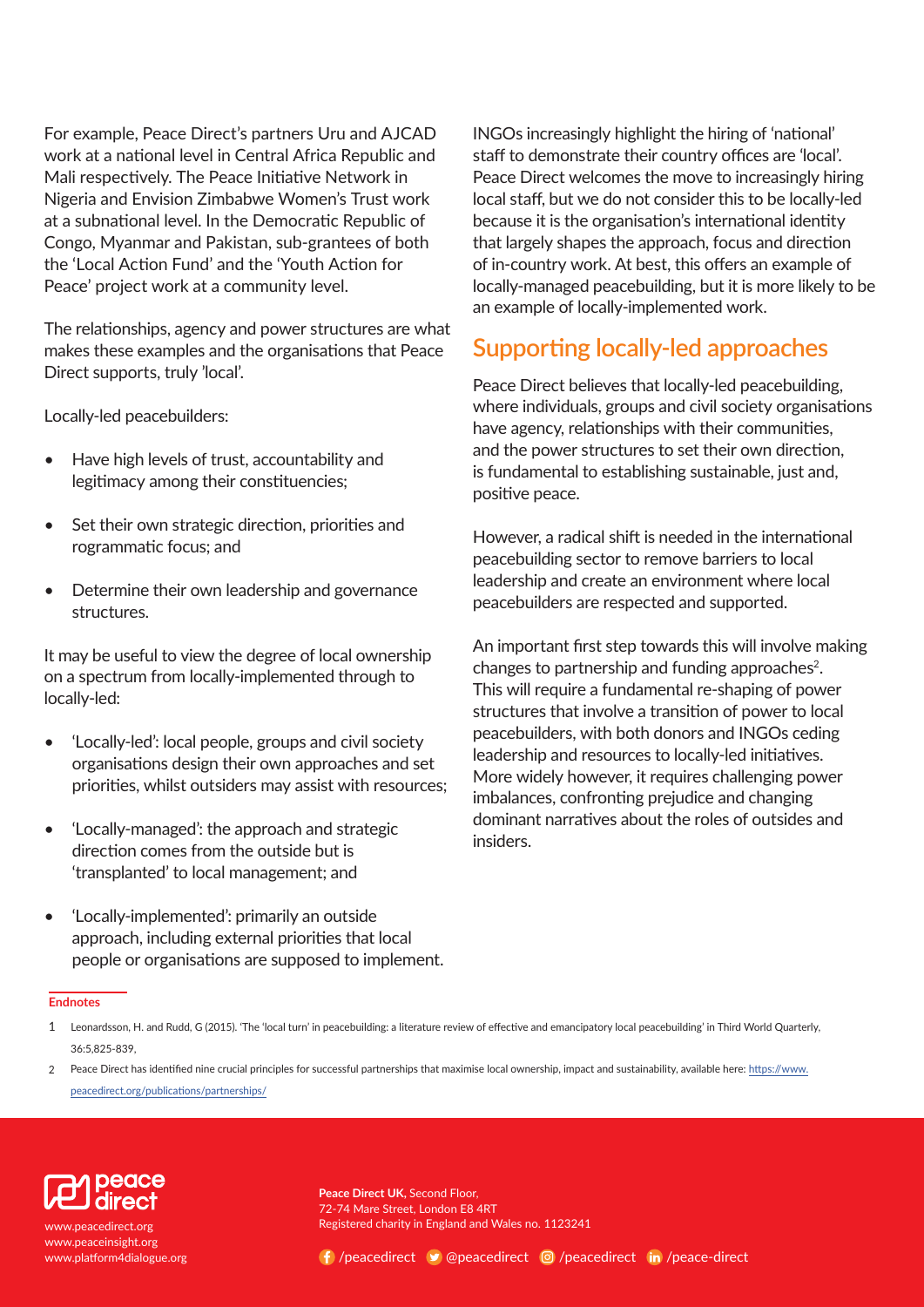For example, Peace Direct's partners Uru and AJCAD work at a national level in Central Africa Republic and Mali respectively. The Peace Initiative Network in Nigeria and Envision Zimbabwe Women's Trust work at a subnational level. In the Democratic Republic of Congo, Myanmar and Pakistan, sub-grantees of both the 'Local Action Fund' and the 'Youth Action for Peace' project work at a community level.

The relationships, agency and power structures are what makes these examples and the organisations that Peace Direct supports, truly 'local'.

Locally-led peacebuilders:

- Have high levels of trust, accountability and legitimacy among their constituencies;
- Set their own strategic direction, priorities and rogrammatic focus; and
- Determine their own leadership and governance structures.

It may be useful to view the degree of local ownership on a spectrum from locally-implemented through to locally-led:

- 'Locally-led': local people, groups and civil society organisations design their own approaches and set priorities, whilst outsiders may assist with resources;
- 'Locally-managed': the approach and strategic direction comes from the outside but is 'transplanted' to local management; and
- 'Locally-implemented': primarily an outside approach, including external priorities that local people or organisations are supposed to implement.

INGOs increasingly highlight the hiring of 'national' staff to demonstrate their country offices are 'local'. Peace Direct welcomes the move to increasingly hiring local staff, but we do not consider this to be locally-led because it is the organisation's international identity that largely shapes the approach, focus and direction of in-country work. At best, this offers an example of locally-managed peacebuilding, but it is more likely to be an example of locally-implemented work.

## Supporting locally-led approaches

Peace Direct believes that locally-led peacebuilding, where individuals, groups and civil society organisations have agency, relationships with their communities, and the power structures to set their own direction, is fundamental to establishing sustainable, just and, positive peace.

However, a radical shift is needed in the international peacebuilding sector to remove barriers to local leadership and create an environment where local peacebuilders are respected and supported.

An important first step towards this will involve making changes to partnership and funding approaches[2]. This will require a fundamental re-shaping of power structures that involve a transition of power to local peacebuilders, with both donors and INGOs ceding leadership and resources to locally-led initiatives. More widely however, it requires challenging power imbalances, confronting prejudice and changing dominant narratives about the roles of outsides and insiders.

**Endnotes**

1 Leonardsson, H. and Rudd, G (2015). 'The 'local turn' in peacebuilding: a literature review of effective and emancipatory local peacebuilding' in Third World Quarterly, 36:5,825-839,

2 Peace Direct has identified nine crucial principles for successful partnerships that maximise local ownership, impact and sustainability, available here: https://www.peacedirect.org/publications/partnerships/

peace direct

www.peacedirect.org
www.peaceinsight.org
www.platform4dialogue.org

**Peace Direct UK,** Second Floor,
72-74 Mare Street, London E8 4RT
Registered charity in England and Wales no. 1123241

/peacedirect @peacedirect /peacedirect /peace-direct